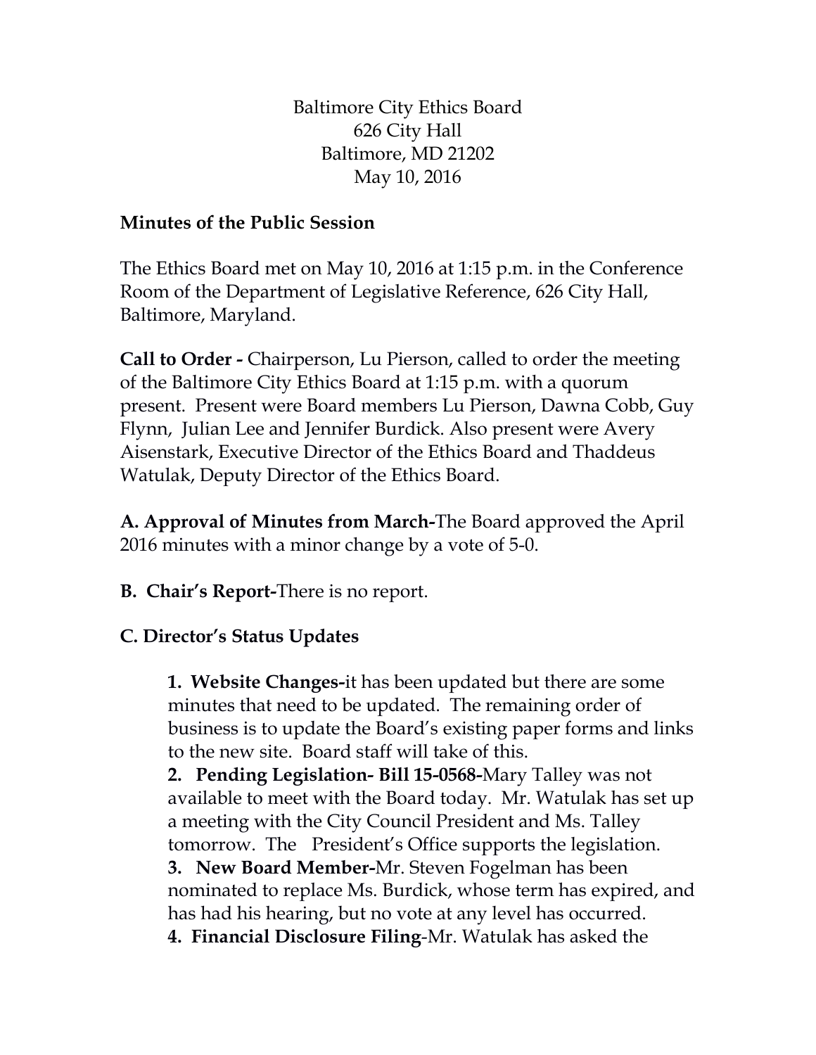Baltimore City Ethics Board
626 City Hall
Baltimore, MD 21202
May 10, 2016

**Minutes of the Public Session**

The Ethics Board met on May 10, 2016 at 1:15 p.m. in the Conference Room of the Department of Legislative Reference, 626 City Hall, Baltimore, Maryland.

**Call to Order -** Chairperson, Lu Pierson, called to order the meeting of the Baltimore City Ethics Board at 1:15 p.m. with a quorum present. Present were Board members Lu Pierson, Dawna Cobb, Guy Flynn, Julian Lee and Jennifer Burdick. Also present were Avery Aisenstark, Executive Director of the Ethics Board and Thaddeus Watulak, Deputy Director of the Ethics Board.

**A. Approval of Minutes from March-**The Board approved the April 2016 minutes with a minor change by a vote of 5-0.

**B. Chair's Report-**There is no report.

**C. Director's Status Updates**

**1. Website Changes-**it has been updated but there are some minutes that need to be updated. The remaining order of business is to update the Board's existing paper forms and links to the new site. Board staff will take of this.
**2. Pending Legislation- Bill 15-0568-**Mary Talley was not available to meet with the Board today. Mr. Watulak has set up a meeting with the City Council President and Ms. Talley tomorrow. The President's Office supports the legislation.
**3. New Board Member-**Mr. Steven Fogelman has been nominated to replace Ms. Burdick, whose term has expired, and has had his hearing, but no vote at any level has occurred.
**4. Financial Disclosure Filing**-Mr. Watulak has asked the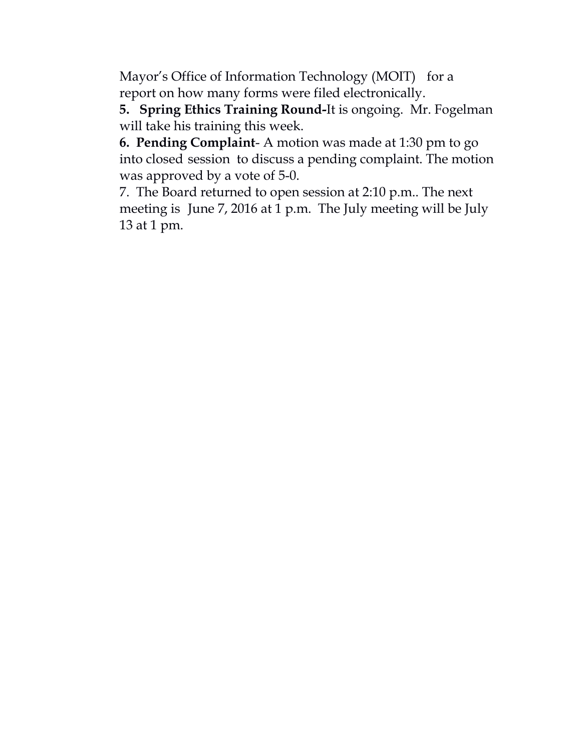Mayor's Office of Information Technology (MOIT)  for a report on how many forms were filed electronically.

**5. Spring Ethics Training Round-**It is ongoing. Mr. Fogelman will take his training this week.

**6. Pending Complaint**- A motion was made at 1:30 pm to go into closed session to discuss a pending complaint. The motion was approved by a vote of 5-0.

7. The Board returned to open session at 2:10 p.m.. The next meeting is June 7, 2016 at 1 p.m. The July meeting will be July 13 at 1 pm.